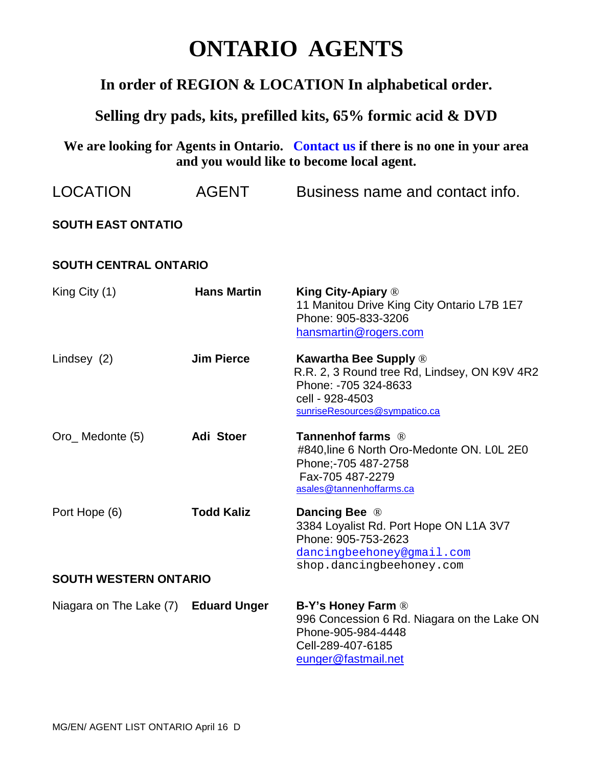# ONTARIO AGENTS

## In order of REGION & LOCATION In alphabetical order.

## Selling dry pads, kits, prefilled kits, 65% formic acid & DVD

**We are looking for Agents in Ontario. Contact us if there is no one in your area and you would like to become local agent.**

| LOCATION | AGENT | Business name and contact info. |
|---|---|---|
| **SOUTH EAST ONTATIO** | | |
| **SOUTH CENTRAL ONTARIO** | | |
| King City (1) | **Hans Martin** | **King City-Apiary** ®<br>11 Manitou Drive King City Ontario L7B 1E7<br>Phone: 905-833-3206<br>hansmartin@rogers.com |
| Lindsey (2) | **Jim Pierce** | **Kawartha Bee Supply** ®<br>R.R. 2, 3 Round tree Rd, Lindsey, ON K9V 4R2<br>Phone: -705 324-8633<br>cell - 928-4503<br>sunriseResources@sympatico.ca |
| Oro_ Medonte (5) | **Adi Stoer** | **Tannenhof farms** ®<br>#840,line 6 North Oro-Medonte ON. L0L 2E0<br>Phone;-705 487-2758<br>Fax-705 487-2279<br>asales@tannenhoffarms.ca |
| Port Hope (6) | **Todd Kaliz** | **Dancing Bee** ®<br>3384 Loyalist Rd. Port Hope ON L1A 3V7<br>Phone: 905-753-2623<br>dancingbeehoney@gmail.com<br>shop.dancingbeehoney.com |
| **SOUTH WESTERN ONTARIO** | | |
| Niagara on The Lake (7) | **Eduard Unger** | **B-Y's Honey Farm** ®<br>996 Concession 6 Rd. Niagara on the Lake ON<br>Phone-905-984-4448<br>Cell-289-407-6185<br>eunger@fastmail.net |

MG/EN/ AGENT LIST ONTARIO April 16 D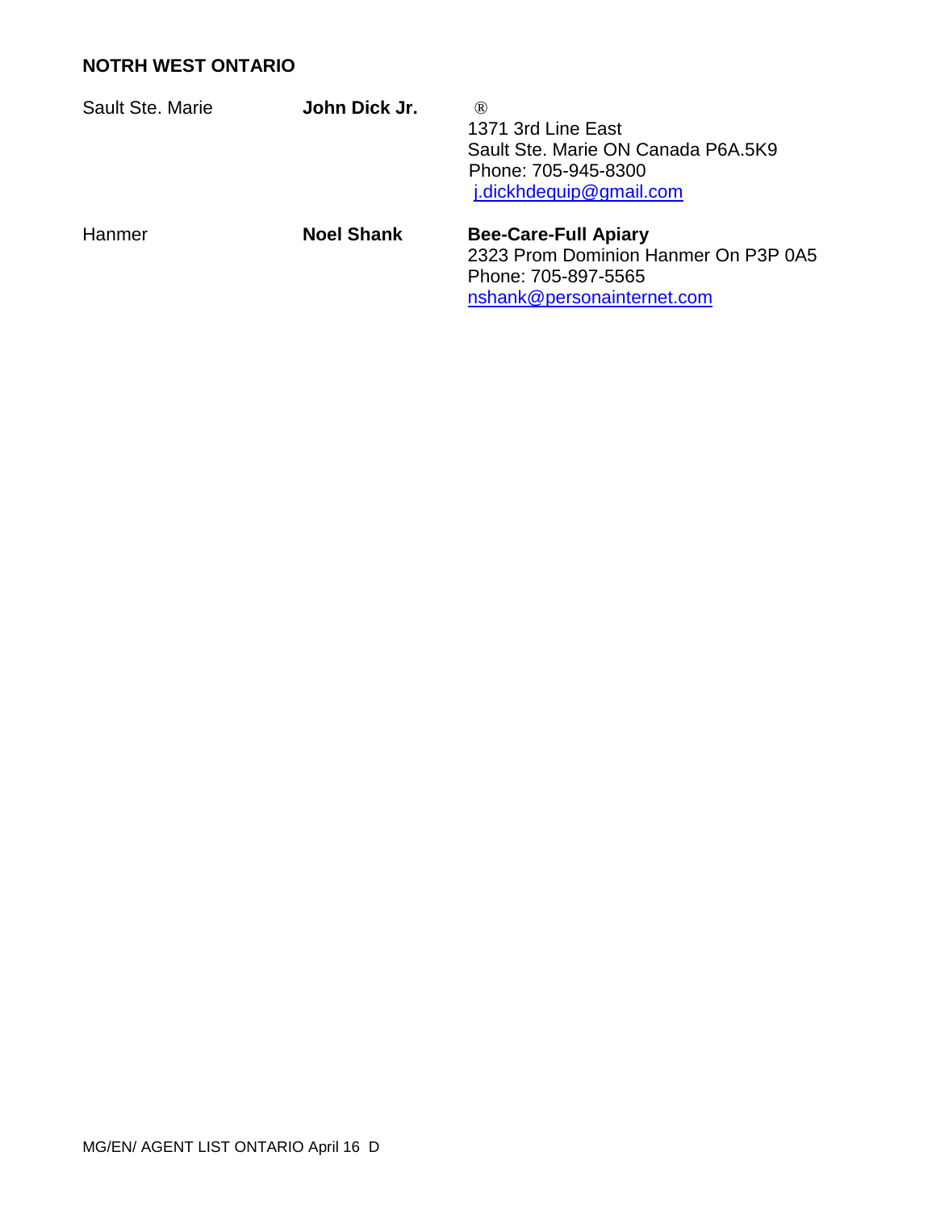## NOTRH WEST ONTARIO

| | | |
|---|---|---|
| Sault Ste. Marie | **John Dick Jr.** | ®<br>1371 3rd Line East<br>Sault Ste. Marie ON Canada P6A.5K9<br>Phone: 705-945-8300<br>j.dickhdequip@gmail.com |
| Hanmer | **Noel Shank** | **Bee-Care-Full Apiary**<br>2323 Prom Dominion Hanmer On P3P 0A5<br>Phone: 705-897-5565<br>nshank@personainternet.com |

MG/EN/ AGENT LIST ONTARIO April 16 D